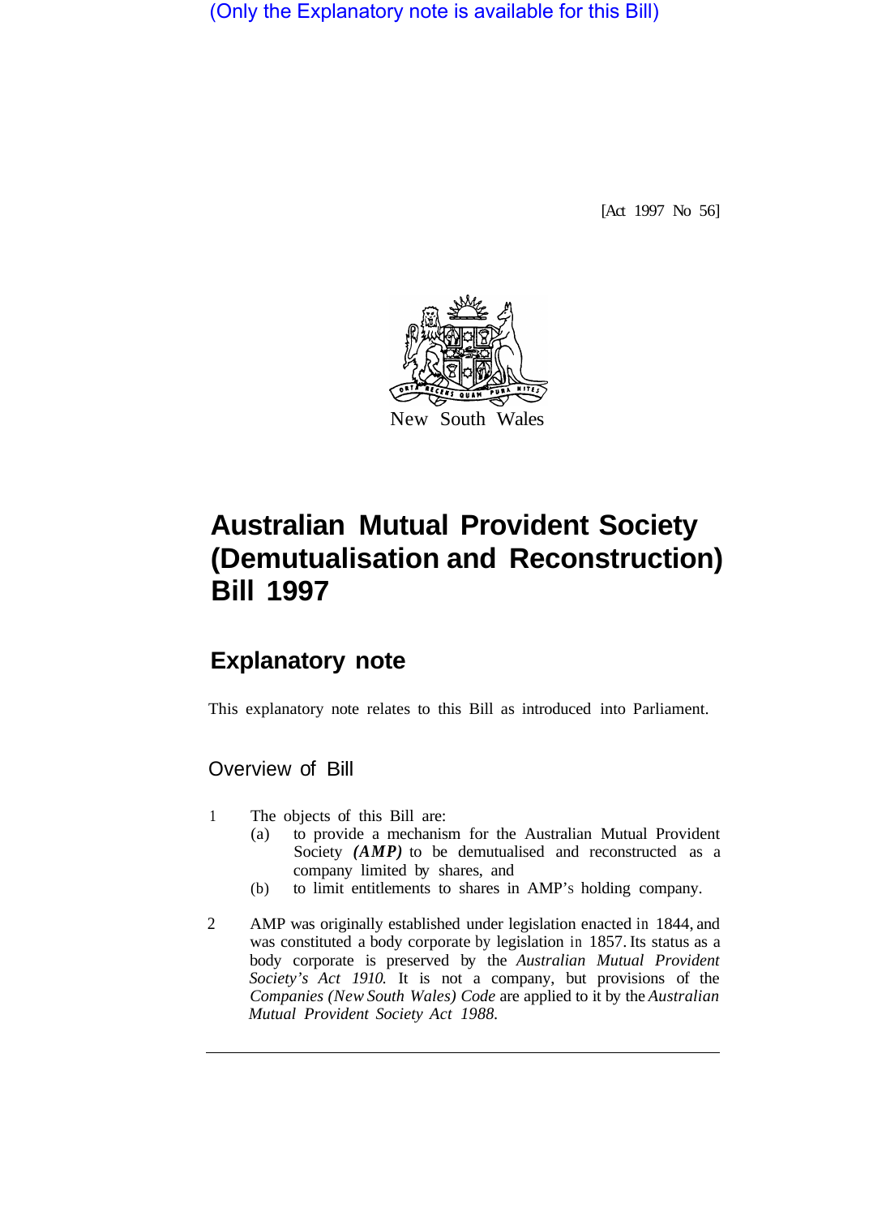(Only the Explanatory note is available for this Bill)

[Act 1997 No 56]

New South Wales

# Australian Mutual Provident Society (Demutualisation and Reconstruction) Bill 1997

## Explanatory note

This explanatory note relates to this Bill as introduced into Parliament.

### Overview of Bill

1 The objects of this Bill are:

(a) to provide a mechanism for the Australian Mutual Provident Society ***(AMP)*** to be demutualised and reconstructed as a company limited by shares, and

(b) to limit entitlements to shares in AMP's holding company.

2 AMP was originally established under legislation enacted in 1844, and was constituted a body corporate by legislation in 1857. Its status as a body corporate is preserved by the *Australian Mutual Provident Society's Act 1910*. It is not a company, but provisions of the *Companies (New South Wales) Code* are applied to it by the *Australian Mutual Provident Society Act 1988*.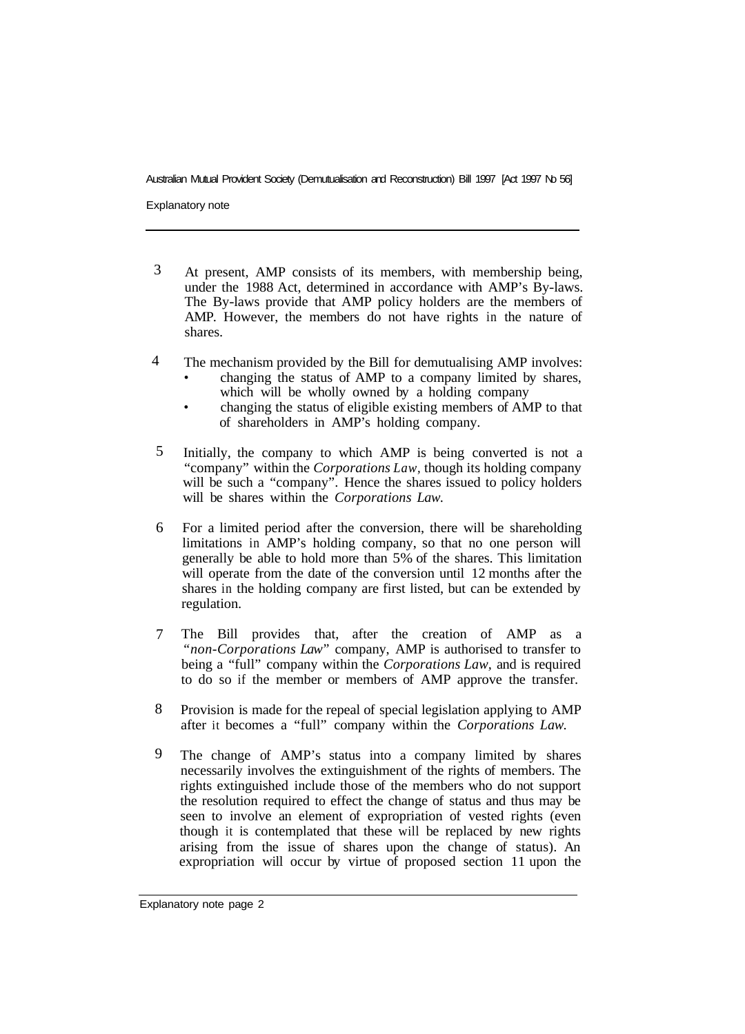3 At present, AMP consists of its members, with membership being, under the 1988 Act, determined in accordance with AMP's By-laws. The By-laws provide that AMP policy holders are the members of AMP. However, the members do not have rights in the nature of shares.

4 The mechanism provided by the Bill for demutualising AMP involves:

- changing the status of AMP to a company limited by shares, which will be wholly owned by a holding company
- changing the status of eligible existing members of AMP to that of shareholders in AMP's holding company.

5 Initially, the company to which AMP is being converted is not a "company" within the *Corporations Law,* though its holding company will be such a "company". Hence the shares issued to policy holders will be shares within the *Corporations Law.*

6 For a limited period after the conversion, there will be shareholding limitations in AMP's holding company, so that no one person will generally be able to hold more than 5% of the shares. This limitation will operate from the date of the conversion until 12 months after the shares in the holding company are first listed, but can be extended by regulation.

7 The Bill provides that, after the creation of AMP as a "*non-Corporations Law*" company, AMP is authorised to transfer to being a "full" company within the *Corporations Law,* and is required to do so if the member or members of AMP approve the transfer.

8 Provision is made for the repeal of special legislation applying to AMP after it becomes a "full" company within the *Corporations Law.*

9 The change of AMP's status into a company limited by shares necessarily involves the extinguishment of the rights of members. The rights extinguished include those of the members who do not support the resolution required to effect the change of status and thus may be seen to involve an element of expropriation of vested rights (even though it is contemplated that these will be replaced by new rights arising from the issue of shares upon the change of status). An expropriation will occur by virtue of proposed section 11 upon the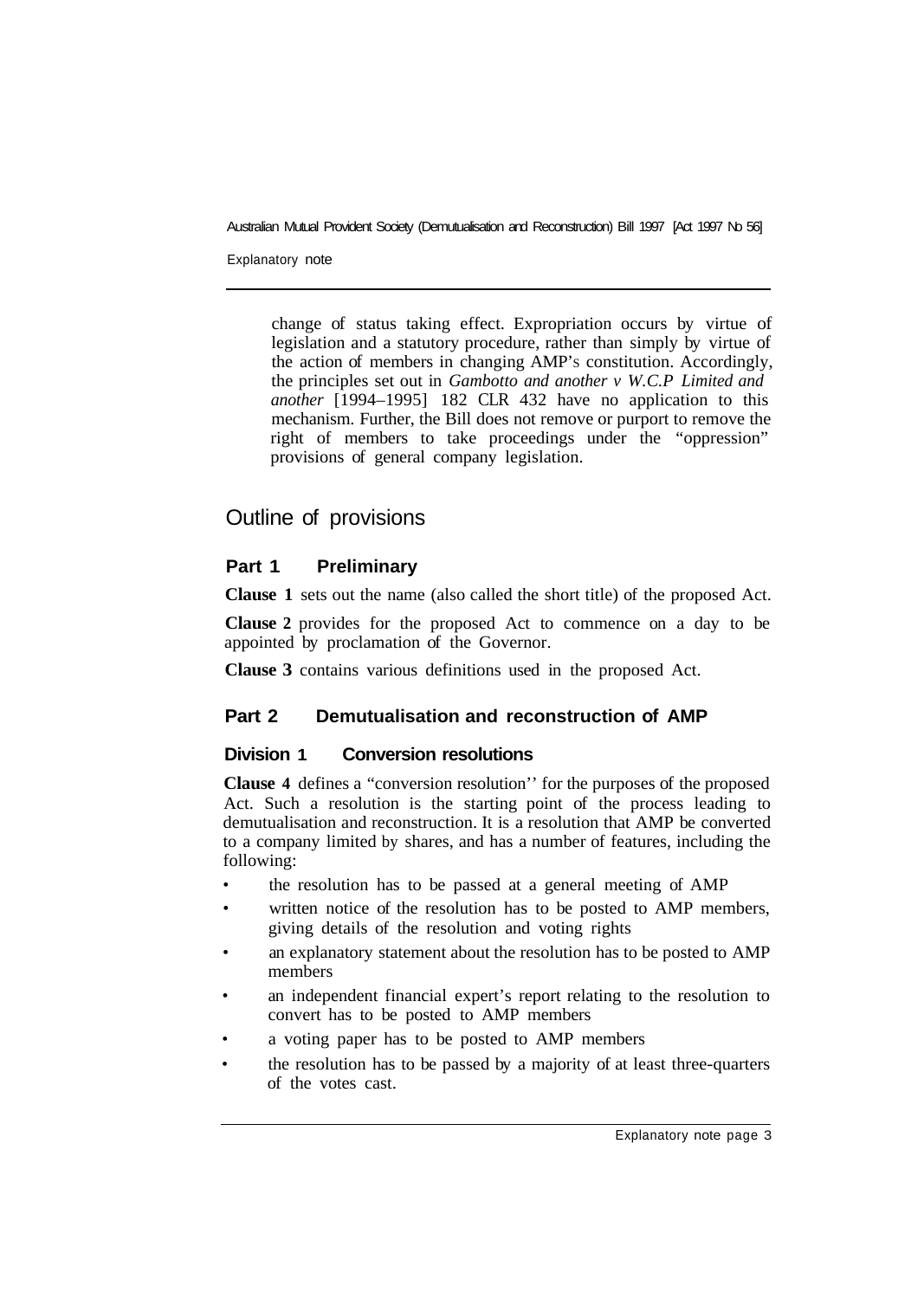change of status taking effect. Expropriation occurs by virtue of legislation and a statutory procedure, rather than simply by virtue of the action of members in changing AMP's constitution. Accordingly, the principles set out in *Gambotto and another v W.C.P Limited and another* [1994–1995] 182 CLR 432 have no application to this mechanism. Further, the Bill does not remove or purport to remove the right of members to take proceedings under the "oppression" provisions of general company legislation.

## Outline of provisions

### Part 1 Preliminary

**Clause 1** sets out the name (also called the short title) of the proposed Act.

**Clause 2** provides for the proposed Act to commence on a day to be appointed by proclamation of the Governor.

**Clause 3** contains various definitions used in the proposed Act.

### Part 2 Demutualisation and reconstruction of AMP

#### Division 1 Conversion resolutions

**Clause 4** defines a "conversion resolution'' for the purposes of the proposed Act. Such a resolution is the starting point of the process leading to demutualisation and reconstruction. It is a resolution that AMP be converted to a company limited by shares, and has a number of features, including the following:

- the resolution has to be passed at a general meeting of AMP
- written notice of the resolution has to be posted to AMP members, giving details of the resolution and voting rights
- an explanatory statement about the resolution has to be posted to AMP members
- an independent financial expert's report relating to the resolution to convert has to be posted to AMP members
- a voting paper has to be posted to AMP members
- the resolution has to be passed by a majority of at least three-quarters of the votes cast.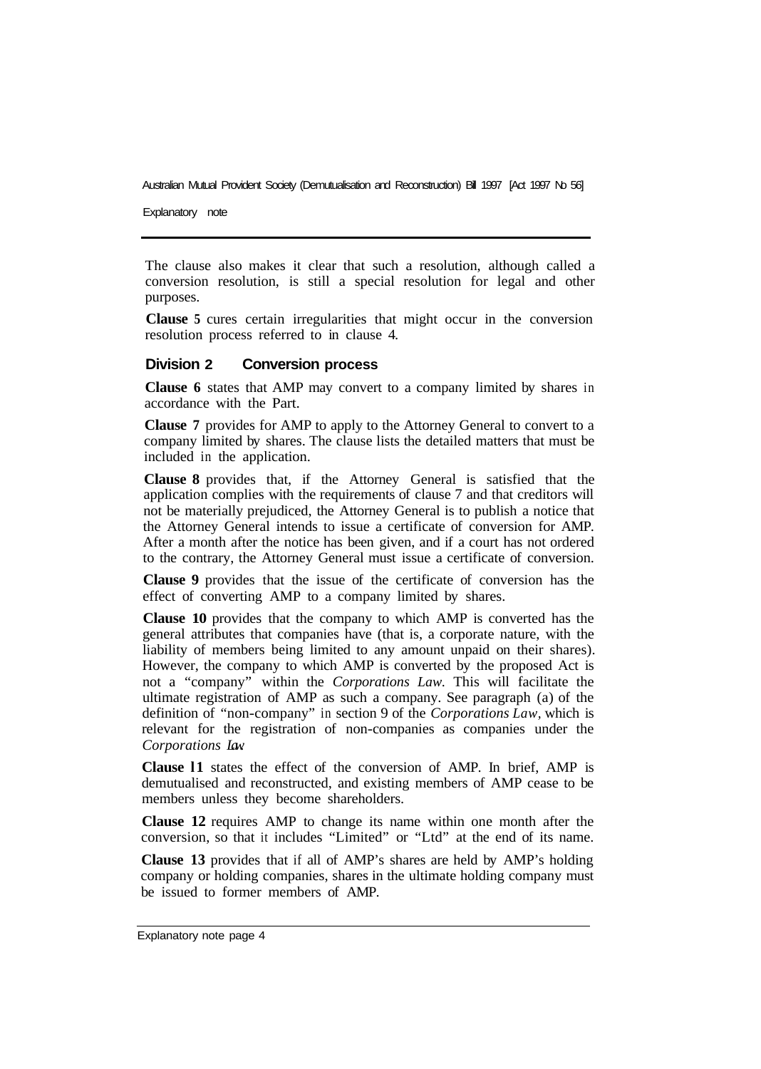The clause also makes it clear that such a resolution, although called a conversion resolution, is still a special resolution for legal and other purposes.

**Clause 5** cures certain irregularities that might occur in the conversion resolution process referred to in clause 4.

### Division 2 Conversion process

**Clause 6** states that AMP may convert to a company limited by shares in accordance with the Part.

**Clause 7** provides for AMP to apply to the Attorney General to convert to a company limited by shares. The clause lists the detailed matters that must be included in the application.

**Clause 8** provides that, if the Attorney General is satisfied that the application complies with the requirements of clause 7 and that creditors will not be materially prejudiced, the Attorney General is to publish a notice that the Attorney General intends to issue a certificate of conversion for AMP. After a month after the notice has been given, and if a court has not ordered to the contrary, the Attorney General must issue a certificate of conversion.

**Clause 9** provides that the issue of the certificate of conversion has the effect of converting AMP to a company limited by shares.

**Clause 10** provides that the company to which AMP is converted has the general attributes that companies have (that is, a corporate nature, with the liability of members being limited to any amount unpaid on their shares). However, the company to which AMP is converted by the proposed Act is not a "company" within the *Corporations Law*. This will facilitate the ultimate registration of AMP as such a company. See paragraph (a) of the definition of "non-company" in section 9 of the *Corporations Law*, which is relevant for the registration of non-companies as companies under the *Corporations Law*.

**Clause 11** states the effect of the conversion of AMP. In brief, AMP is demutualised and reconstructed, and existing members of AMP cease to be members unless they become shareholders.

**Clause 12** requires AMP to change its name within one month after the conversion, so that it includes "Limited" or "Ltd" at the end of its name.

**Clause 13** provides that if all of AMP's shares are held by AMP's holding company or holding companies, shares in the ultimate holding company must be issued to former members of AMP.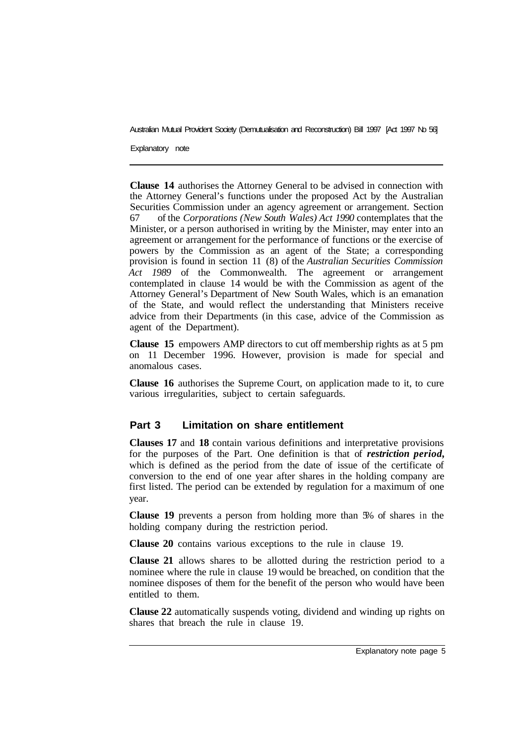**Clause 14** authorises the Attorney General to be advised in connection with the Attorney General's functions under the proposed Act by the Australian Securities Commission under an agency agreement or arrangement. Section 67 of the *Corporations (New South Wales) Act 1990* contemplates that the Minister, or a person authorised in writing by the Minister, may enter into an agreement or arrangement for the performance of functions or the exercise of powers by the Commission as an agent of the State; a corresponding provision is found in section 11 (8) of the *Australian Securities Commission Act 1989* of the Commonwealth. The agreement or arrangement contemplated in clause 14 would be with the Commission as agent of the Attorney General's Department of New South Wales, which is an emanation of the State, and would reflect the understanding that Ministers receive advice from their Departments (in this case, advice of the Commission as agent of the Department).

**Clause 15** empowers AMP directors to cut off membership rights as at 5 pm on 11 December 1996. However, provision is made for special and anomalous cases.

**Clause 16** authorises the Supreme Court, on application made to it, to cure various irregularities, subject to certain safeguards.

## Part 3 Limitation on share entitlement

**Clauses 17** and **18** contain various definitions and interpretative provisions for the purposes of the Part. One definition is that of ***restriction period*,** which is defined as the period from the date of issue of the certificate of conversion to the end of one year after shares in the holding company are first listed. The period can be extended by regulation for a maximum of one year.

**Clause 19** prevents a person from holding more than 5% of shares in the holding company during the restriction period.

**Clause 20** contains various exceptions to the rule in clause 19.

**Clause 21** allows shares to be allotted during the restriction period to a nominee where the rule in clause 19 would be breached, on condition that the nominee disposes of them for the benefit of the person who would have been entitled to them.

**Clause 22** automatically suspends voting, dividend and winding up rights on shares that breach the rule in clause 19.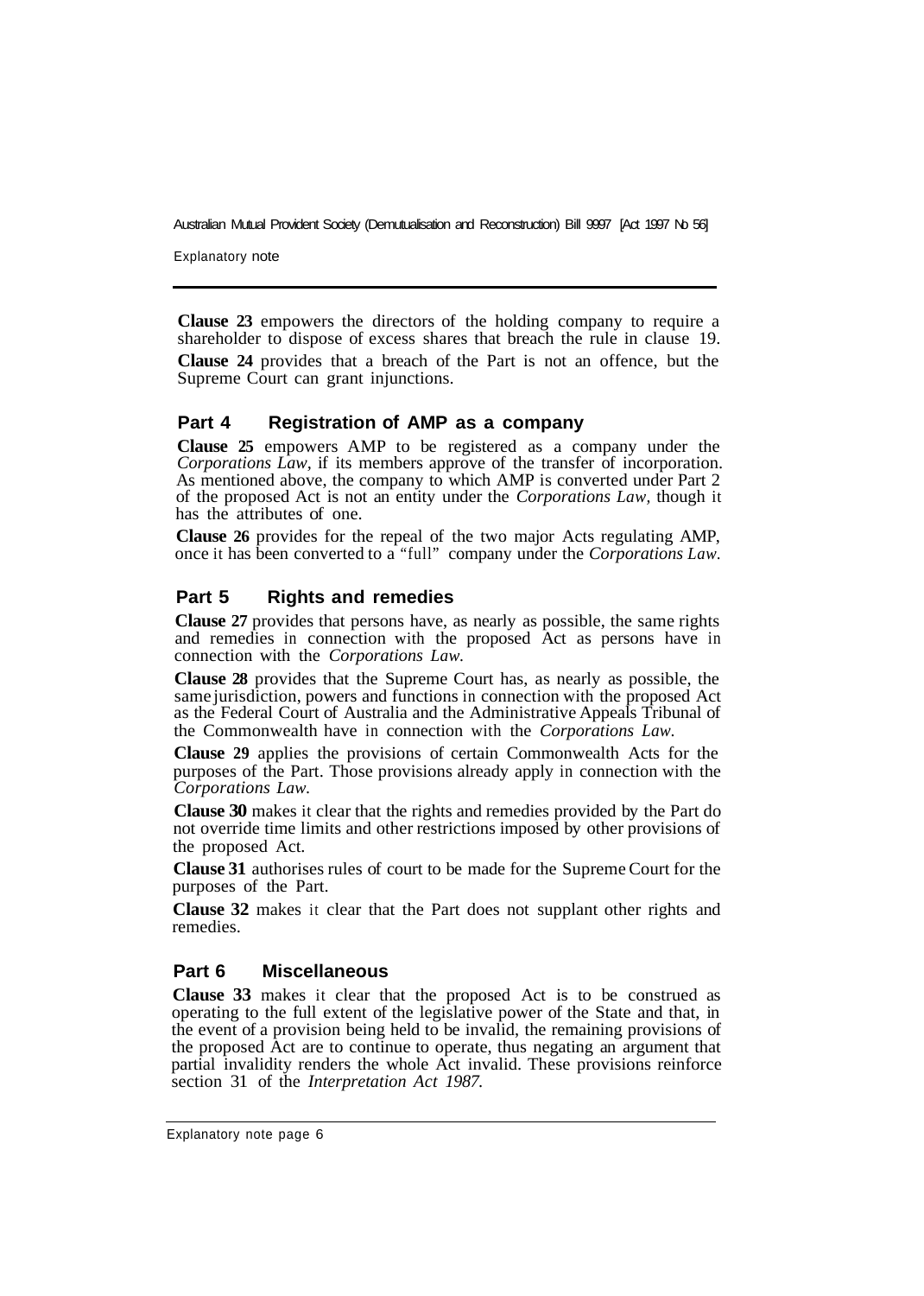**Clause 23** empowers the directors of the holding company to require a shareholder to dispose of excess shares that breach the rule in clause 19.

**Clause 24** provides that a breach of the Part is not an offence, but the Supreme Court can grant injunctions.

## Part 4 Registration of AMP as a company

**Clause 25** empowers AMP to be registered as a company under the *Corporations Law*, if its members approve of the transfer of incorporation. As mentioned above, the company to which AMP is converted under Part 2 of the proposed Act is not an entity under the *Corporations Law,* though it has the attributes of one.

**Clause 26** provides for the repeal of the two major Acts regulating AMP, once it has been converted to a "full" company under the *Corporations Law.*

## Part 5 Rights and remedies

**Clause 27** provides that persons have, as nearly as possible, the same rights and remedies in connection with the proposed Act as persons have in connection with the *Corporations Law.*

**Clause 28** provides that the Supreme Court has, as nearly as possible, the same jurisdiction, powers and functions in connection with the proposed Act as the Federal Court of Australia and the Administrative Appeals Tribunal of the Commonwealth have in connection with the *Corporations Law.*

**Clause 29** applies the provisions of certain Commonwealth Acts for the purposes of the Part. Those provisions already apply in connection with the *Corporations Law.*

**Clause 30** makes it clear that the rights and remedies provided by the Part do not override time limits and other restrictions imposed by other provisions of the proposed Act.

**Clause 31** authorises rules of court to be made for the Supreme Court for the purposes of the Part.

**Clause 32** makes it clear that the Part does not supplant other rights and remedies.

## Part 6 Miscellaneous

**Clause 33** makes it clear that the proposed Act is to be construed as operating to the full extent of the legislative power of the State and that, in the event of a provision being held to be invalid, the remaining provisions of the proposed Act are to continue to operate, thus negating an argument that partial invalidity renders the whole Act invalid. These provisions reinforce section 31 of the *Interpretation Act 1987.*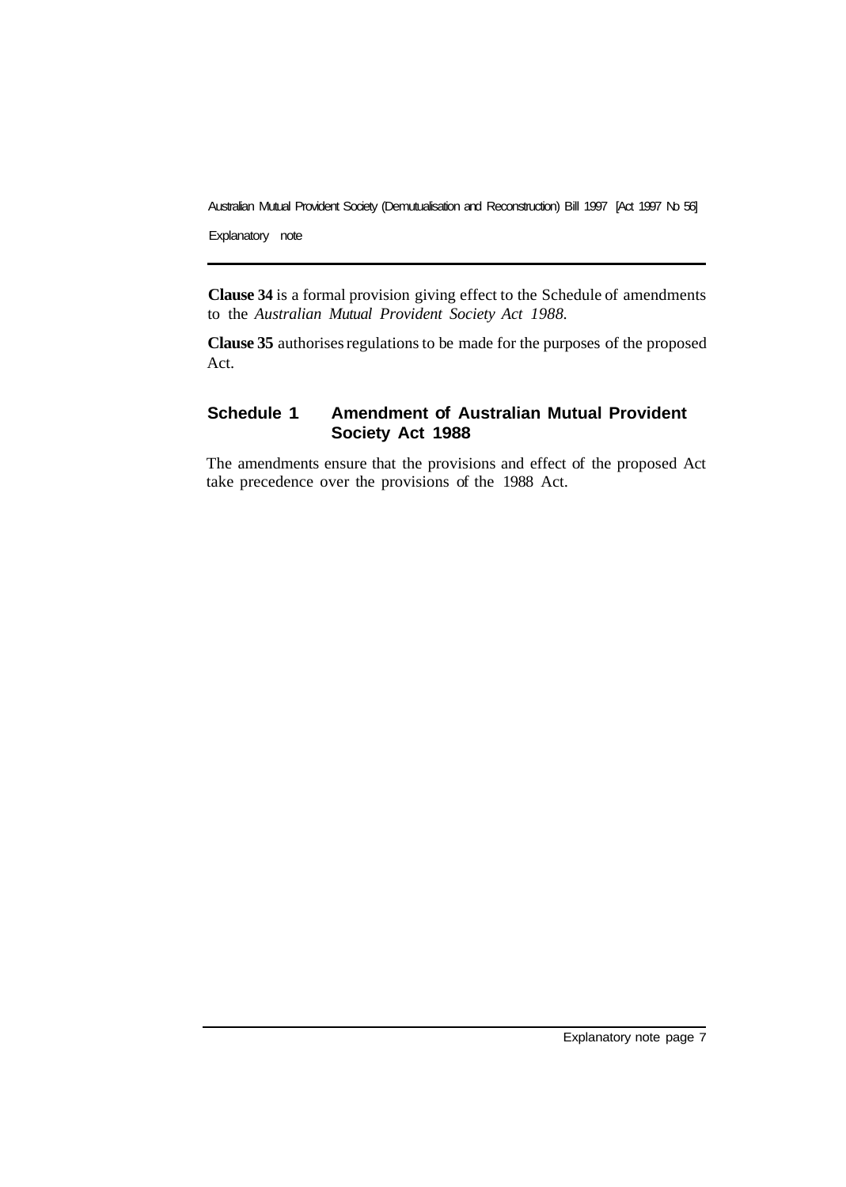**Clause 34** is a formal provision giving effect to the Schedule of amendments to the *Australian Mutual Provident Society Act 1988*.

**Clause 35** authorises regulations to be made for the purposes of the proposed Act.

## Schedule 1 Amendment of Australian Mutual Provident Society Act 1988

The amendments ensure that the provisions and effect of the proposed Act take precedence over the provisions of the 1988 Act.